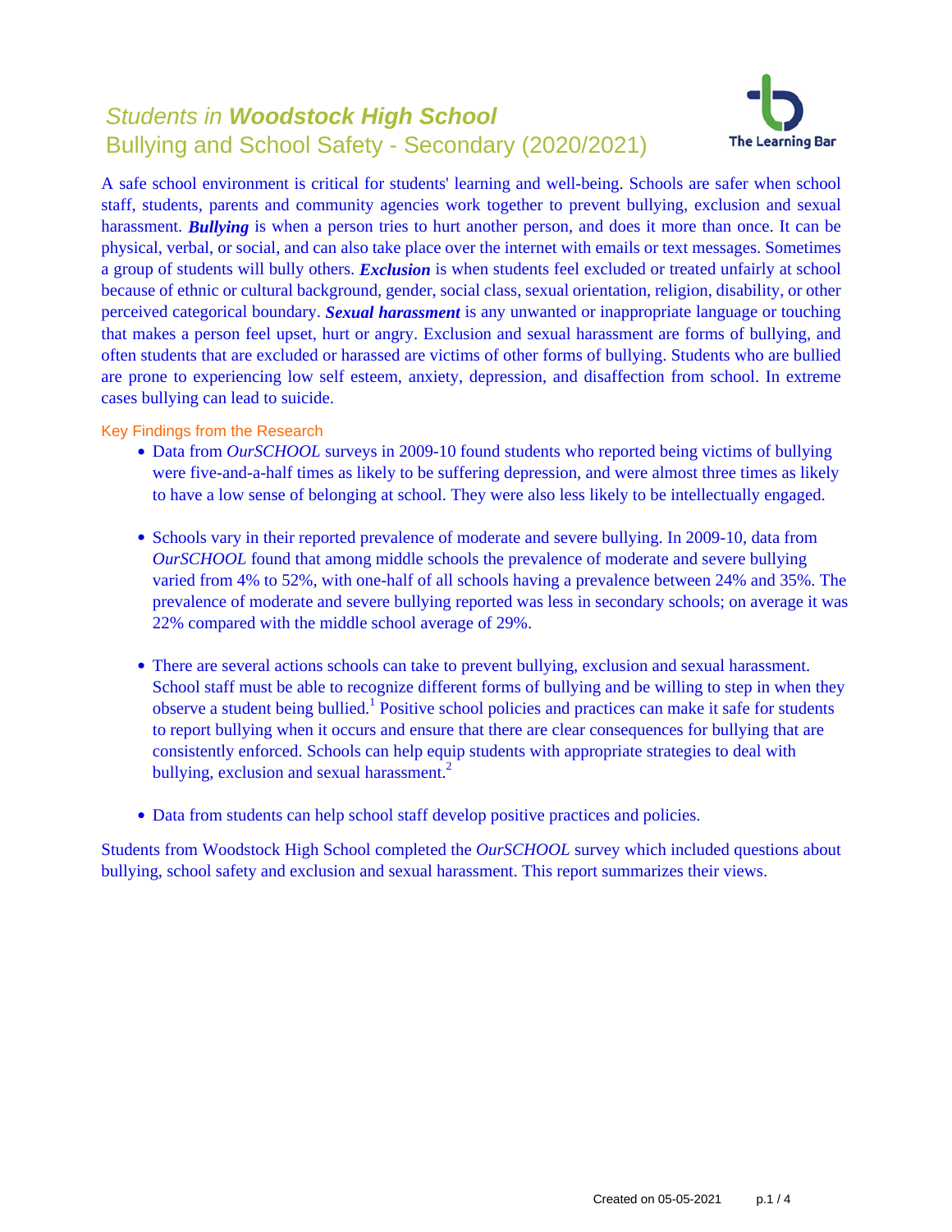# *Students in* ***Woodstock High School***

## Bullying and School Safety - Secondary (2020/2021)

A safe school environment is critical for students' learning and well-being. Schools are safer when school staff, students, parents and community agencies work together to prevent bullying, exclusion and sexual harassment. ***Bullying*** is when a person tries to hurt another person, and does it more than once. It can be physical, verbal, or social, and can also take place over the internet with emails or text messages. Sometimes a group of students will bully others. ***Exclusion*** is when students feel excluded or treated unfairly at school because of ethnic or cultural background, gender, social class, sexual orientation, religion, disability, or other perceived categorical boundary. ***Sexual harassment*** is any unwanted or inappropriate language or touching that makes a person feel upset, hurt or angry. Exclusion and sexual harassment are forms of bullying, and often students that are excluded or harassed are victims of other forms of bullying. Students who are bullied are prone to experiencing low self esteem, anxiety, depression, and disaffection from school. In extreme cases bullying can lead to suicide.

### Key Findings from the Research

- Data from *OurSCHOOL* surveys in 2009-10 found students who reported being victims of bullying were five-and-a-half times as likely to be suffering depression, and were almost three times as likely to have a low sense of belonging at school. They were also less likely to be intellectually engaged.

- Schools vary in their reported prevalence of moderate and severe bullying. In 2009-10, data from *OurSCHOOL* found that among middle schools the prevalence of moderate and severe bullying varied from 4% to 52%, with one-half of all schools having a prevalence between 24% and 35%. The prevalence of moderate and severe bullying reported was less in secondary schools; on average it was 22% compared with the middle school average of 29%.

- There are several actions schools can take to prevent bullying, exclusion and sexual harassment. School staff must be able to recognize different forms of bullying and be willing to step in when they observe a student being bullied.[1] Positive school policies and practices can make it safe for students to report bullying when it occurs and ensure that there are clear consequences for bullying that are consistently enforced. Schools can help equip students with appropriate strategies to deal with bullying, exclusion and sexual harassment.[2]

- Data from students can help school staff develop positive practices and policies.

Students from Woodstock High School completed the *OurSCHOOL* survey which included questions about bullying, school safety and exclusion and sexual harassment. This report summarizes their views.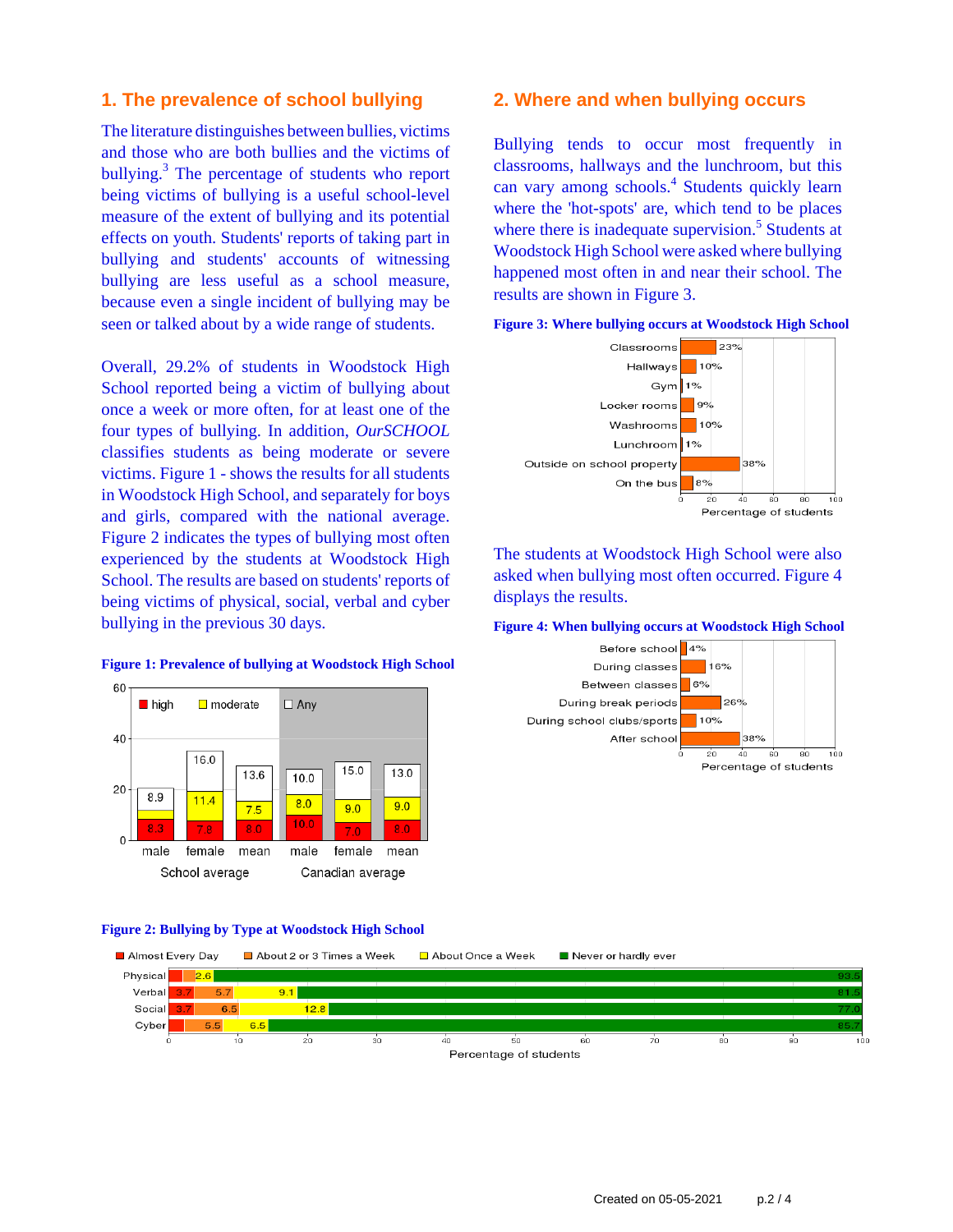## 1. The prevalence of school bullying

The literature distinguishes between bullies, victims and those who are both bullies and the victims of bullying.[3] The percentage of students who report being victims of bullying is a useful school-level measure of the extent of bullying and its potential effects on youth. Students' reports of taking part in bullying and students' accounts of witnessing bullying are less useful as a school measure, because even a single incident of bullying may be seen or talked about by a wide range of students.

Overall, 29.2% of students in Woodstock High School reported being a victim of bullying about once a week or more often, for at least one of the four types of bullying. In addition, *OurSCHOOL* classifies students as being moderate or severe victims. Figure 1 - shows the results for all students in Woodstock High School, and separately for boys and girls, compared with the national average. Figure 2 indicates the types of bullying most often experienced by the students at Woodstock High School. The results are based on students' reports of being victims of physical, social, verbal and cyber bullying in the previous 30 days.

**Figure 1: Prevalence of bullying at Woodstock High School**

| | | high | moderate | Any |
|---|---|---|---|---|
| School average | male | 8.3 | | 8.9 |
| School average | female | 7.8 | 11.4 | 16.0 |
| School average | mean | 8.0 | 7.5 | 13.6 |
| Canadian average | male | 10.0 | 8.0 | 10.0 |
| Canadian average | female | 7.0 | 9.0 | 15.0 |
| Canadian average | mean | 8.0 | 9.0 | 13.0 |

**Figure 2: Bullying by Type at Woodstock High School**

| | Almost Every Day | About 2 or 3 Times a Week | About Once a Week | Never or hardly ever |
|---|---|---|---|---|
| Physical | | | 2.6 | 93.5 |
| Verbal | 3.7 | 5.7 | 9.1 | 81.5 |
| Social | 3.7 | 6.5 | 12.8 | 77.0 |
| Cyber | | 5.5 | 6.5 | 85.7 |

Percentage of students

## 2. Where and when bullying occurs

Bullying tends to occur most frequently in classrooms, hallways and the lunchroom, but this can vary among schools.[4] Students quickly learn where the 'hot-spots' are, which tend to be places where there is inadequate supervision.[5] Students at Woodstock High School were asked where bullying happened most often in and near their school. The results are shown in Figure 3.

**Figure 3: Where bullying occurs at Woodstock High School**

| Location | Percentage of students |
|---|---|
| Classrooms | 23% |
| Hallways | 10% |
| Gym | 1% |
| Locker rooms | 9% |
| Washrooms | 10% |
| Lunchroom | 1% |
| Outside on school property | 38% |
| On the bus | 8% |

The students at Woodstock High School were also asked when bullying most often occurred. Figure 4 displays the results.

**Figure 4: When bullying occurs at Woodstock High School**

| Time | Percentage of students |
|---|---|
| Before school | 4% |
| During classes | 16% |
| Between classes | 6% |
| During break periods | 26% |
| During school clubs/sports | 10% |
| After school | 38% |

Created on 05-05-2021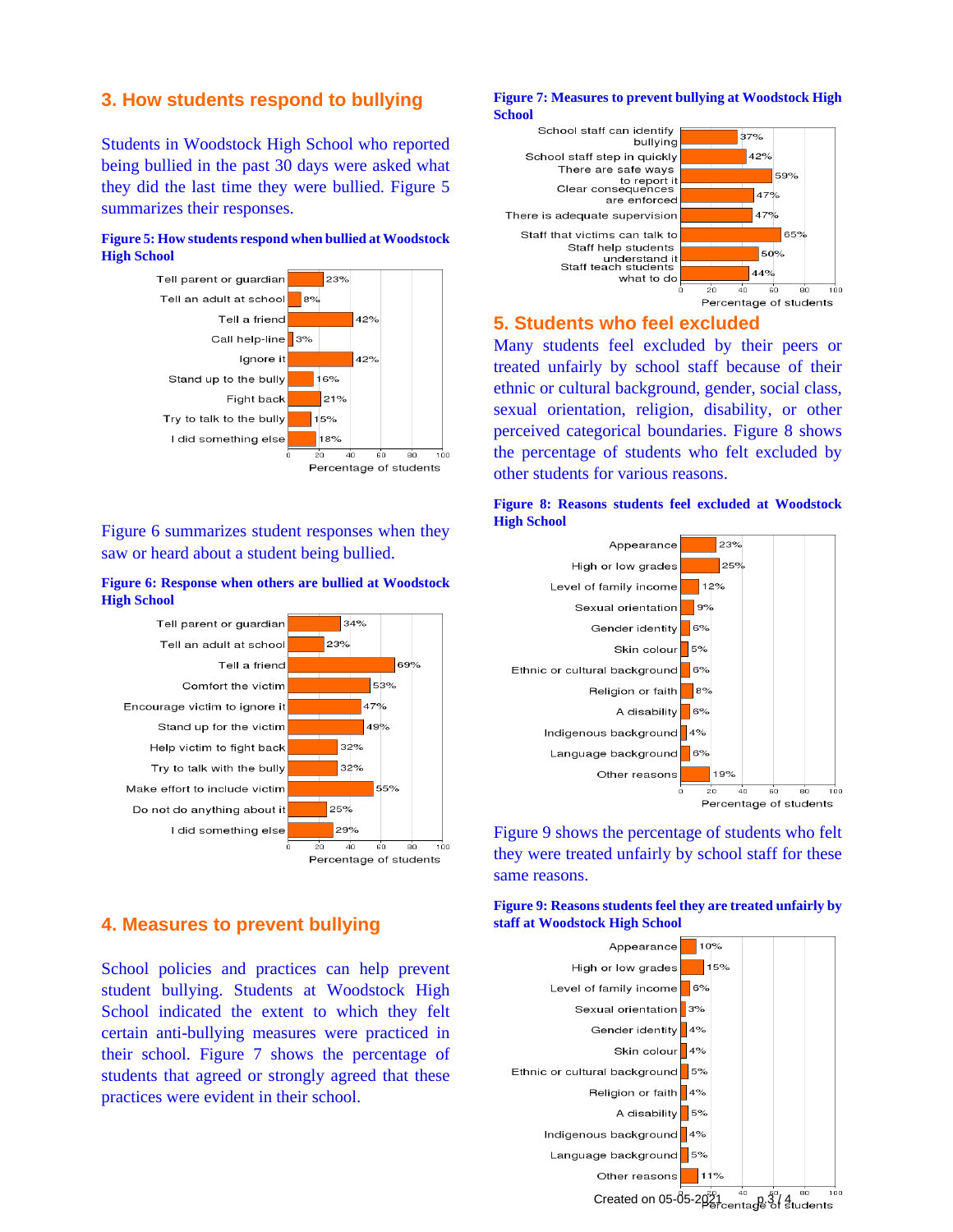## 3. How students respond to bullying

Students in Woodstock High School who reported being bullied in the past 30 days were asked what they did the last time they were bullied. Figure 5 summarizes their responses.

**Figure 5: How students respond when bullied at Woodstock High School**

| Response | Percentage of students |
|---|---|
| Tell parent or guardian | 23% |
| Tell an adult at school | 8% |
| Tell a friend | 42% |
| Call help-line | 3% |
| Ignore it | 42% |
| Stand up to the bully | 16% |
| Fight back | 21% |
| Try to talk to the bully | 15% |
| I did something else | 18% |

Figure 6 summarizes student responses when they saw or heard about a student being bullied.

**Figure 6: Response when others are bullied at Woodstock High School**

| Response | Percentage of students |
|---|---|
| Tell parent or guardian | 34% |
| Tell an adult at school | 23% |
| Tell a friend | 69% |
| Comfort the victim | 53% |
| Encourage victim to ignore it | 47% |
| Stand up for the victim | 49% |
| Help victim to fight back | 32% |
| Try to talk with the bully | 32% |
| Make effort to include victim | 55% |
| Do not do anything about it | 25% |
| I did something else | 29% |

## 4. Measures to prevent bullying

School policies and practices can help prevent student bullying. Students at Woodstock High School indicated the extent to which they felt certain anti-bullying measures were practiced in their school. Figure 7 shows the percentage of students that agreed or strongly agreed that these practices were evident in their school.

**Figure 7: Measures to prevent bullying at Woodstock High School**

| Measure | Percentage of students |
|---|---|
| School staff can identify bullying | 37% |
| School staff step in quickly | 42% |
| There are safe ways to report it | 59% |
| Clear consequences are enforced | 47% |
| There is adequate supervision | 47% |
| Staff that victims can talk to | 65% |
| Staff help students understand it | 50% |
| Staff teach students what to do | 44% |

## 5. Students who feel excluded

Many students feel excluded by their peers or treated unfairly by school staff because of their ethnic or cultural background, gender, social class, sexual orientation, religion, disability, or other perceived categorical boundaries. Figure 8 shows the percentage of students who felt excluded by other students for various reasons.

**Figure 8: Reasons students feel excluded at Woodstock High School**

| Reason | Percentage of students |
|---|---|
| Appearance | 23% |
| High or low grades | 25% |
| Level of family income | 12% |
| Sexual orientation | 9% |
| Gender identity | 6% |
| Skin colour | 5% |
| Ethnic or cultural background | 6% |
| Religion or faith | 8% |
| A disability | 6% |
| Indigenous background | 4% |
| Language background | 6% |
| Other reasons | 19% |

Figure 9 shows the percentage of students who felt they were treated unfairly by school staff for these same reasons.

**Figure 9: Reasons students feel they are treated unfairly by staff at Woodstock High School**

| Reason | Percentage of students |
|---|---|
| Appearance | 10% |
| High or low grades | 15% |
| Level of family income | 6% |
| Sexual orientation | 3% |
| Gender identity | 4% |
| Skin colour | 4% |
| Ethnic or cultural background | 5% |
| Religion or faith | 4% |
| A disability | 5% |
| Indigenous background | 4% |
| Language background | 5% |
| Other reasons | 11% |

Created on 05-05-2021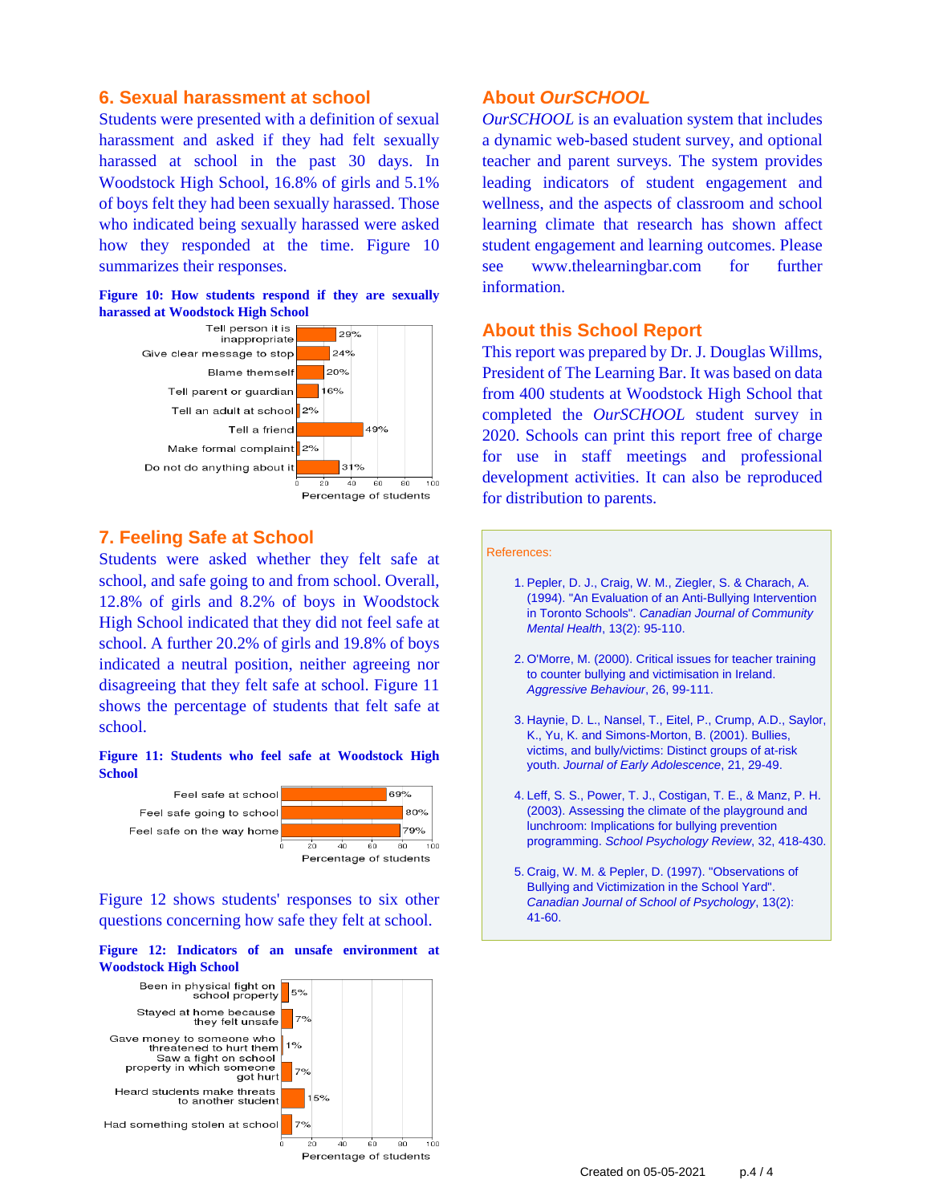## 6. Sexual harassment at school

Students were presented with a definition of sexual harassment and asked if they had felt sexually harassed at school in the past 30 days. In Woodstock High School, 16.8% of girls and 5.1% of boys felt they had been sexually harassed. Those who indicated being sexually harassed were asked how they responded at the time. Figure 10 summarizes their responses.

**Figure 10: How students respond if they are sexually harassed at Woodstock High School**

Tell person it is inappropriate 29%
Give clear message to stop 24%
Blame themself 20%
Tell parent or guardian 16%
Tell an adult at school 2%
Tell a friend 49%
Make formal complaint 2%
Do not do anything about it 31%

0 20 40 60 80 100
Percentage of students

## 7. Feeling Safe at School

Students were asked whether they felt safe at school, and safe going to and from school. Overall, 12.8% of girls and 8.2% of boys in Woodstock High School indicated that they did not feel safe at school. A further 20.2% of girls and 19.8% of boys indicated a neutral position, neither agreeing nor disagreeing that they felt safe at school. Figure 11 shows the percentage of students that felt safe at school.

**Figure 11: Students who feel safe at Woodstock High School**

Feel safe at school 69%
Feel safe going to school 80%
Feel safe on the way home 79%

0 20 40 60 80 100
Percentage of students

Figure 12 shows students' responses to six other questions concerning how safe they felt at school.

**Figure 12: Indicators of an unsafe environment at Woodstock High School**

Been in physical fight on school property 5%
Stayed at home because they felt unsafe 7%
Gave money to someone who threatened to hurt them 1%
Saw a fight on school property in which someone got hurt 7%
Heard students make threats to another student 15%
Had something stolen at school 7%

0 20 40 60 80 100
Percentage of students

## About *OurSCHOOL*

*OurSCHOOL* is an evaluation system that includes a dynamic web-based student survey, and optional teacher and parent surveys. The system provides leading indicators of student engagement and wellness, and the aspects of classroom and school learning climate that research has shown affect student engagement and learning outcomes. Please see www.thelearningbar.com for further information.

## About this School Report

This report was prepared by Dr. J. Douglas Willms, President of The Learning Bar. It was based on data from 400 students at Woodstock High School that completed the *OurSCHOOL* student survey in 2020. Schools can print this report free of charge for use in staff meetings and professional development activities. It can also be reproduced for distribution to parents.

References:

1. Pepler, D. J., Craig, W. M., Ziegler, S. & Charach, A. (1994). "An Evaluation of an Anti-Bullying Intervention in Toronto Schools". *Canadian Journal of Community Mental Health*, 13(2): 95-110.
2. O'Morre, M. (2000). Critical issues for teacher training to counter bullying and victimisation in Ireland. *Aggressive Behaviour*, 26, 99-111.
3. Haynie, D. L., Nansel, T., Eitel, P., Crump, A.D., Saylor, K., Yu, K. and Simons-Morton, B. (2001). Bullies, victims, and bully/victims: Distinct groups of at-risk youth. *Journal of Early Adolescence*, 21, 29-49.
4. Leff, S. S., Power, T. J., Costigan, T. E., & Manz, P. H. (2003). Assessing the climate of the playground and lunchroom: Implications for bullying prevention programming. *School Psychology Review*, 32, 418-430.
5. Craig, W. M. & Pepler, D. (1997). "Observations of Bullying and Victimization in the School Yard". *Canadian Journal of School of Psychology*, 13(2): 41-60.

Created on 05-05-2021